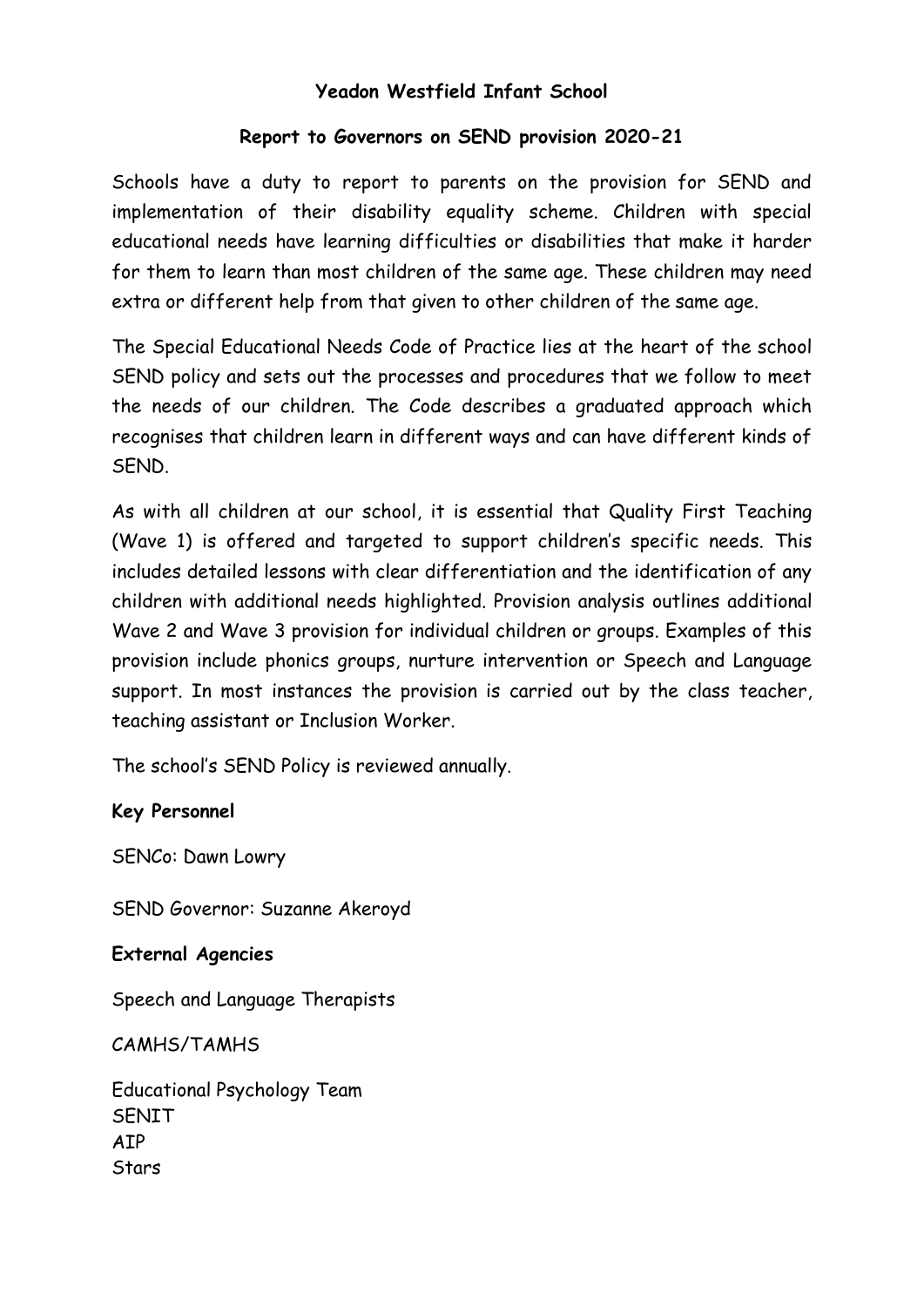**Yeadon Westfield Infant School**

**Report to Governors on SEND provision 2020-21**

Schools have a duty to report to parents on the provision for SEND and implementation of their disability equality scheme. Children with special educational needs have learning difficulties or disabilities that make it harder for them to learn than most children of the same age. These children may need extra or different help from that given to other children of the same age.

The Special Educational Needs Code of Practice lies at the heart of the school SEND policy and sets out the processes and procedures that we follow to meet the needs of our children. The Code describes a graduated approach which recognises that children learn in different ways and can have different kinds of SEND.

As with all children at our school, it is essential that Quality First Teaching (Wave 1) is offered and targeted to support children's specific needs. This includes detailed lessons with clear differentiation and the identification of any children with additional needs highlighted. Provision analysis outlines additional Wave 2 and Wave 3 provision for individual children or groups. Examples of this provision include phonics groups, nurture intervention or Speech and Language support. In most instances the provision is carried out by the class teacher, teaching assistant or Inclusion Worker.

The school's SEND Policy is reviewed annually.

**Key Personnel**

SENCo: Dawn Lowry

SEND Governor: Suzanne Akeroyd

**External Agencies**

Speech and Language Therapists

CAMHS/TAMHS

Educational Psychology Team
SENIT
AIP
Stars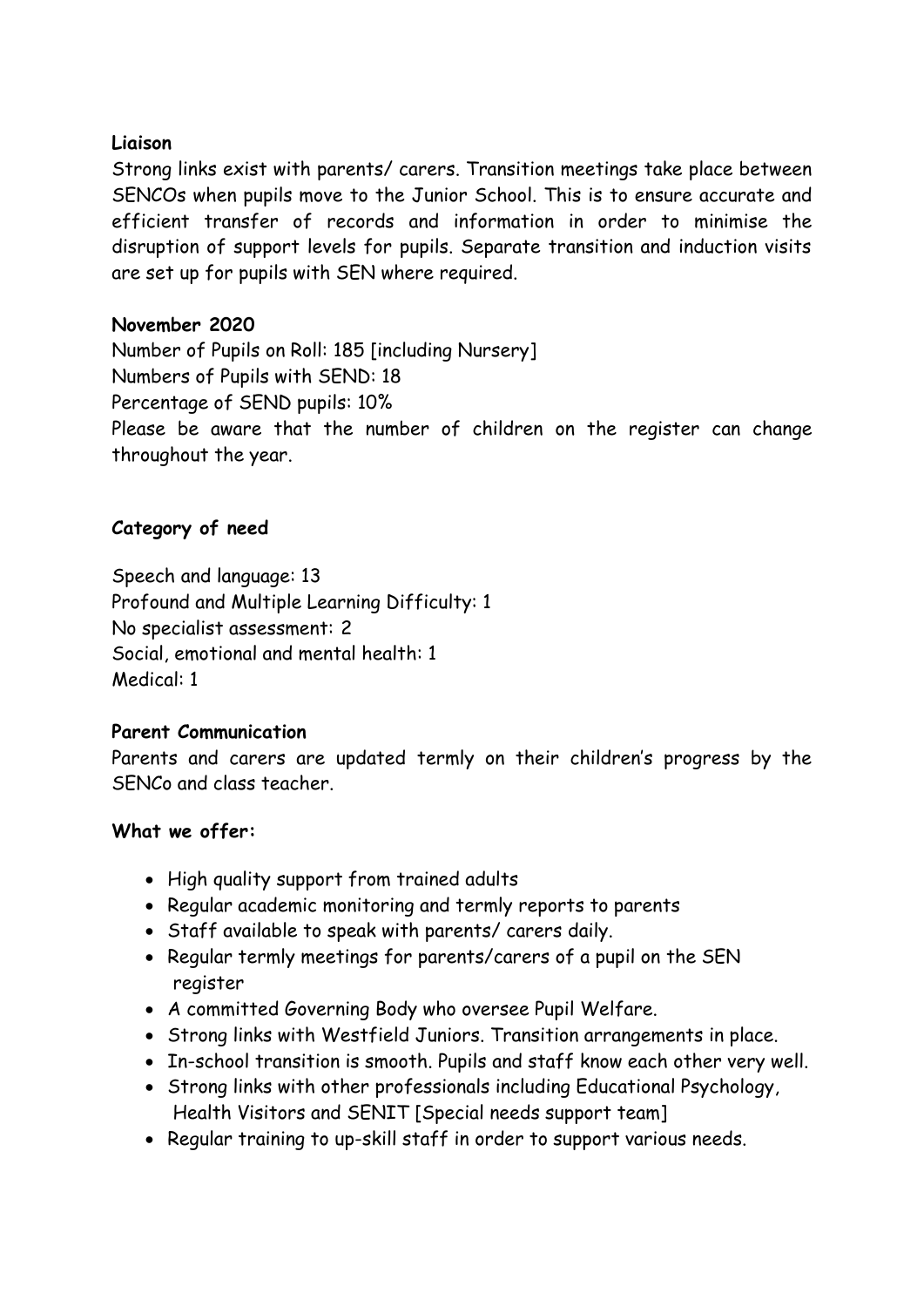**Liaison**

Strong links exist with parents/ carers. Transition meetings take place between SENCOs when pupils move to the Junior School. This is to ensure accurate and efficient transfer of records and information in order to minimise the disruption of support levels for pupils. Separate transition and induction visits are set up for pupils with SEN where required.

**November 2020**

Number of Pupils on Roll: 185 [including Nursery]
Numbers of Pupils with SEND: 18
Percentage of SEND pupils: 10%
Please be aware that the number of children on the register can change throughout the year.

**Category of need**

Speech and language: 13
Profound and Multiple Learning Difficulty: 1
No specialist assessment: 2
Social, emotional and mental health: 1
Medical: 1

**Parent Communication**

Parents and carers are updated termly on their children's progress by the SENCo and class teacher.

**What we offer:**

- High quality support from trained adults
- Regular academic monitoring and termly reports to parents
- Staff available to speak with parents/ carers daily.
- Regular termly meetings for parents/carers of a pupil on the SEN register
- A committed Governing Body who oversee Pupil Welfare.
- Strong links with Westfield Juniors. Transition arrangements in place.
- In-school transition is smooth. Pupils and staff know each other very well.
- Strong links with other professionals including Educational Psychology, Health Visitors and SENIT [Special needs support team]
- Regular training to up-skill staff in order to support various needs.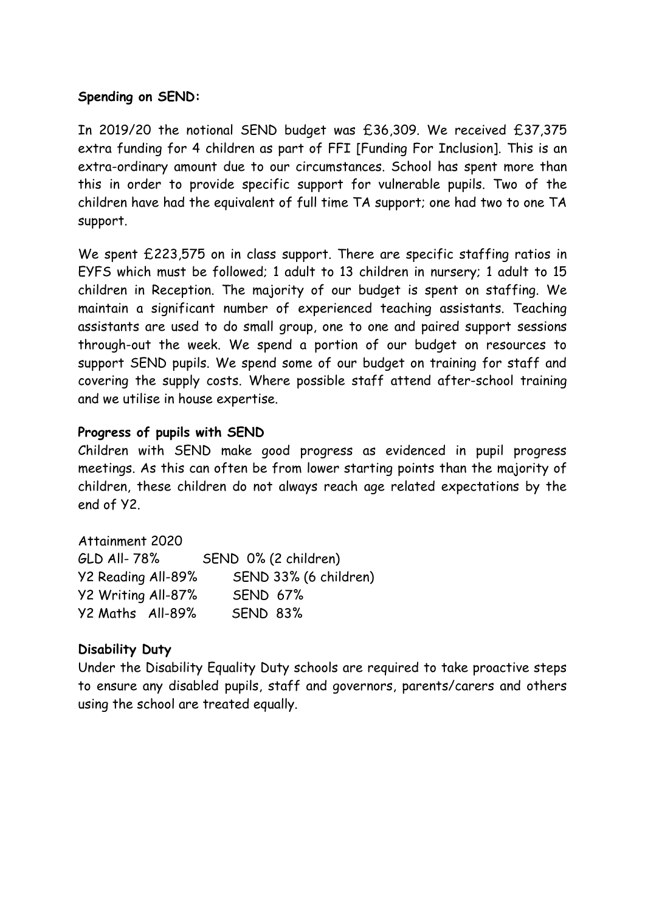**Spending on SEND:**

In 2019/20 the notional SEND budget was £36,309. We received £37,375 extra funding for 4 children as part of FFI [Funding For Inclusion]. This is an extra-ordinary amount due to our circumstances. School has spent more than this in order to provide specific support for vulnerable pupils. Two of the children have had the equivalent of full time TA support; one had two to one TA support.

We spent £223,575 on in class support. There are specific staffing ratios in EYFS which must be followed; 1 adult to 13 children in nursery; 1 adult to 15 children in Reception. The majority of our budget is spent on staffing. We maintain a significant number of experienced teaching assistants. Teaching assistants are used to do small group, one to one and paired support sessions through-out the week. We spend a portion of our budget on resources to support SEND pupils. We spend some of our budget on training for staff and covering the supply costs. Where possible staff attend after-school training and we utilise in house expertise.

**Progress of pupils with SEND**

Children with SEND make good progress as evidenced in pupil progress meetings. As this can often be from lower starting points than the majority of children, these children do not always reach age related expectations by the end of Y2.

Attainment 2020

| | |
|---|---|
| GLD All- 78% | SEND 0% (2 children) |
| Y2 Reading All-89% | SEND 33% (6 children) |
| Y2 Writing All-87% | SEND 67% |
| Y2 Maths All-89% | SEND 83% |

**Disability Duty**

Under the Disability Equality Duty schools are required to take proactive steps to ensure any disabled pupils, staff and governors, parents/carers and others using the school are treated equally.